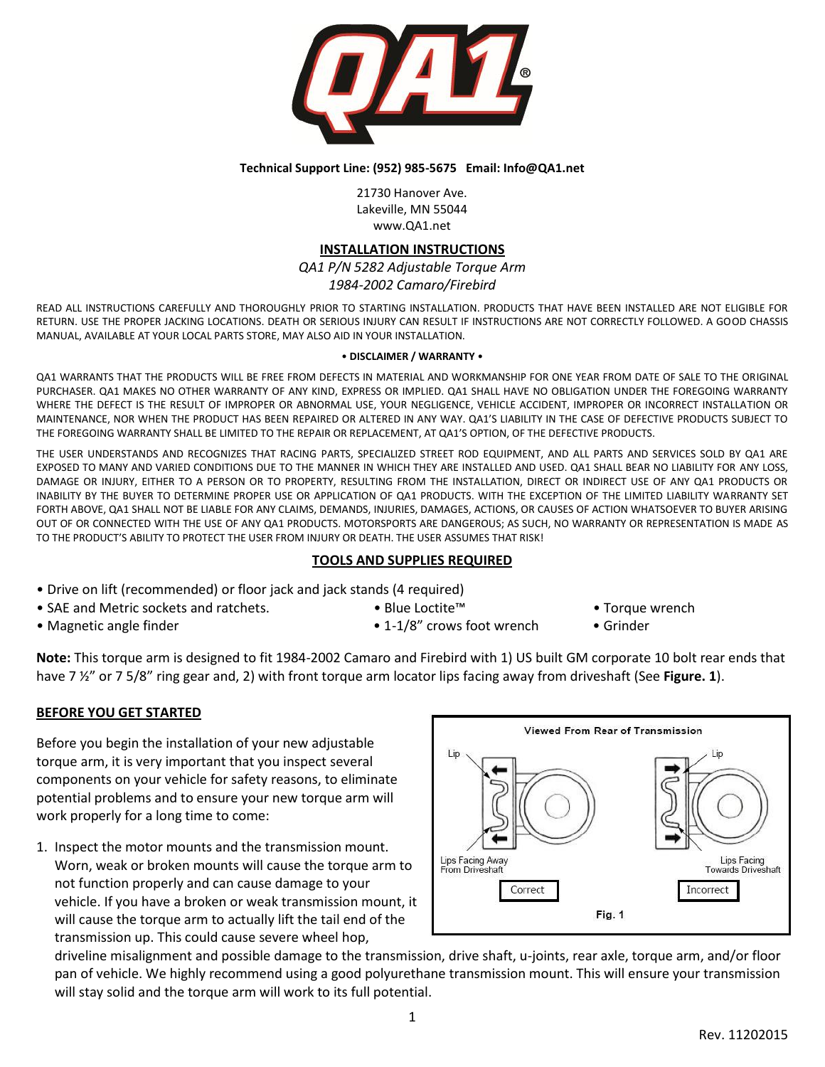**Technical Support Line: (952) 985-5675 Email: Info@QA1.net**

21730 Hanover Ave.
Lakeville, MN 55044
www.QA1.net

## INSTALLATION INSTRUCTIONS

*QA1 P/N 5282 Adjustable Torque Arm*
*1984-2002 Camaro/Firebird*

READ ALL INSTRUCTIONS CAREFULLY AND THOROUGHLY PRIOR TO STARTING INSTALLATION. PRODUCTS THAT HAVE BEEN INSTALLED ARE NOT ELIGIBLE FOR RETURN. USE THE PROPER JACKING LOCATIONS. DEATH OR SERIOUS INJURY CAN RESULT IF INSTRUCTIONS ARE NOT CORRECTLY FOLLOWED. A GOOD CHASSIS MANUAL, AVAILABLE AT YOUR LOCAL PARTS STORE, MAY ALSO AID IN YOUR INSTALLATION.

**• DISCLAIMER / WARRANTY •**

QA1 WARRANTS THAT THE PRODUCTS WILL BE FREE FROM DEFECTS IN MATERIAL AND WORKMANSHIP FOR ONE YEAR FROM DATE OF SALE TO THE ORIGINAL PURCHASER. QA1 MAKES NO OTHER WARRANTY OF ANY KIND, EXPRESS OR IMPLIED. QA1 SHALL HAVE NO OBLIGATION UNDER THE FOREGOING WARRANTY WHERE THE DEFECT IS THE RESULT OF IMPROPER OR ABNORMAL USE, YOUR NEGLIGENCE, VEHICLE ACCIDENT, IMPROPER OR INCORRECT INSTALLATION OR MAINTENANCE, NOR WHEN THE PRODUCT HAS BEEN REPAIRED OR ALTERED IN ANY WAY. QA1'S LIABILITY IN THE CASE OF DEFECTIVE PRODUCTS SUBJECT TO THE FOREGOING WARRANTY SHALL BE LIMITED TO THE REPAIR OR REPLACEMENT, AT QA1'S OPTION, OF THE DEFECTIVE PRODUCTS.

THE USER UNDERSTANDS AND RECOGNIZES THAT RACING PARTS, SPECIALIZED STREET ROD EQUIPMENT, AND ALL PARTS AND SERVICES SOLD BY QA1 ARE EXPOSED TO MANY AND VARIED CONDITIONS DUE TO THE MANNER IN WHICH THEY ARE INSTALLED AND USED. QA1 SHALL BEAR NO LIABILITY FOR ANY LOSS, DAMAGE OR INJURY, EITHER TO A PERSON OR TO PROPERTY, RESULTING FROM THE INSTALLATION, DIRECT OR INDIRECT USE OF ANY QA1 PRODUCTS OR INABILITY BY THE BUYER TO DETERMINE PROPER USE OR APPLICATION OF QA1 PRODUCTS. WITH THE EXCEPTION OF THE LIMITED LIABILITY WARRANTY SET FORTH ABOVE, QA1 SHALL NOT BE LIABLE FOR ANY CLAIMS, DEMANDS, INJURIES, DAMAGES, ACTIONS, OR CAUSES OF ACTION WHATSOEVER TO BUYER ARISING OUT OF OR CONNECTED WITH THE USE OF ANY QA1 PRODUCTS. MOTORSPORTS ARE DANGEROUS; AS SUCH, NO WARRANTY OR REPRESENTATION IS MADE AS TO THE PRODUCT'S ABILITY TO PROTECT THE USER FROM INJURY OR DEATH. THE USER ASSUMES THAT RISK!

## TOOLS AND SUPPLIES REQUIRED

- Drive on lift (recommended) or floor jack and jack stands (4 required)
- SAE and Metric sockets and ratchets.
- Magnetic angle finder
- Blue Loctite™
- 1-1/8" crows foot wrench
- Torque wrench
- Grinder

**Note:** This torque arm is designed to fit 1984-2002 Camaro and Firebird with 1) US built GM corporate 10 bolt rear ends that have 7 ½" or 7 5/8" ring gear and, 2) with front torque arm locator lips facing away from driveshaft (See **Figure. 1**).

## BEFORE YOU GET STARTED

Before you begin the installation of your new adjustable torque arm, it is very important that you inspect several components on your vehicle for safety reasons, to eliminate potential problems and to ensure your new torque arm will work properly for a long time to come:

Viewed From Rear of Transmission

Lip | Lip

Lips Facing Away From Driveshaft — Correct | Lips Facing Towards Driveshaft — Incorrect

Fig. 1

1. Inspect the motor mounts and the transmission mount. Worn, weak or broken mounts will cause the torque arm to not function properly and can cause damage to your vehicle. If you have a broken or weak transmission mount, it will cause the torque arm to actually lift the tail end of the transmission up. This could cause severe wheel hop, driveline misalignment and possible damage to the transmission, drive shaft, u-joints, rear axle, torque arm, and/or floor pan of vehicle. We highly recommend using a good polyurethane transmission mount. This will ensure your transmission will stay solid and the torque arm will work to its full potential.

Rev. 11202015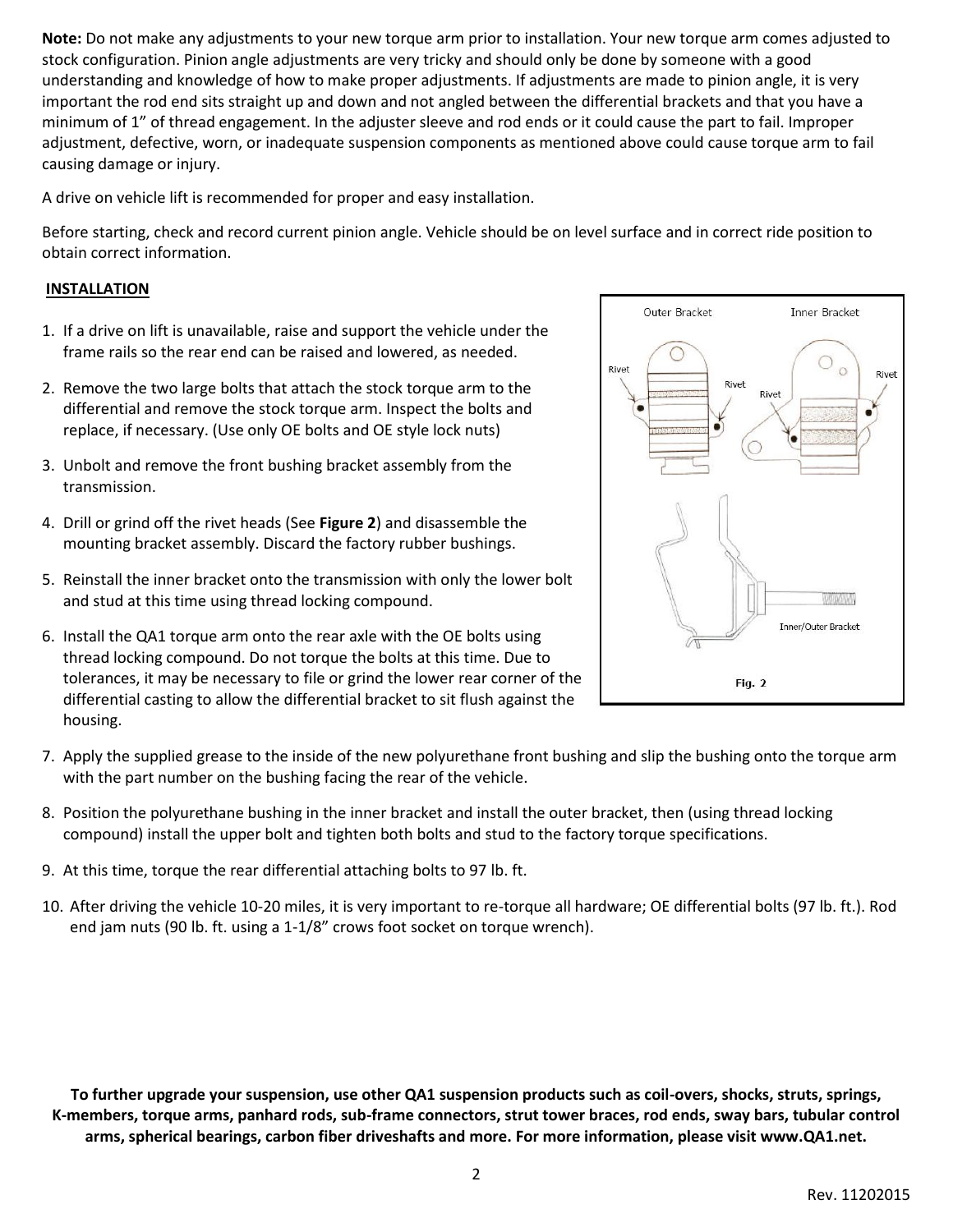**Note:** Do not make any adjustments to your new torque arm prior to installation. Your new torque arm comes adjusted to stock configuration. Pinion angle adjustments are very tricky and should only be done by someone with a good understanding and knowledge of how to make proper adjustments. If adjustments are made to pinion angle, it is very important the rod end sits straight up and down and not angled between the differential brackets and that you have a minimum of 1" of thread engagement. In the adjuster sleeve and rod ends or it could cause the part to fail. Improper adjustment, defective, worn, or inadequate suspension components as mentioned above could cause torque arm to fail causing damage or injury.

A drive on vehicle lift is recommended for proper and easy installation.

Before starting, check and record current pinion angle. Vehicle should be on level surface and in correct ride position to obtain correct information.

**INSTALLATION**

1. If a drive on lift is unavailable, raise and support the vehicle under the frame rails so the rear end can be raised and lowered, as needed.
2. Remove the two large bolts that attach the stock torque arm to the differential and remove the stock torque arm. Inspect the bolts and replace, if necessary. (Use only OE bolts and OE style lock nuts)
3. Unbolt and remove the front bushing bracket assembly from the transmission.
4. Drill or grind off the rivet heads (See **Figure 2**) and disassemble the mounting bracket assembly. Discard the factory rubber bushings.
5. Reinstall the inner bracket onto the transmission with only the lower bolt and stud at this time using thread locking compound.
6. Install the QA1 torque arm onto the rear axle with the OE bolts using thread locking compound. Do not torque the bolts at this time. Due to tolerances, it may be necessary to file or grind the lower rear corner of the differential casting to allow the differential bracket to sit flush against the housing.
7. Apply the supplied grease to the inside of the new polyurethane front bushing and slip the bushing onto the torque arm with the part number on the bushing facing the rear of the vehicle.
8. Position the polyurethane bushing in the inner bracket and install the outer bracket, then (using thread locking compound) install the upper bolt and tighten both bolts and stud to the factory torque specifications.
9. At this time, torque the rear differential attaching bolts to 97 lb. ft.
10. After driving the vehicle 10-20 miles, it is very important to re-torque all hardware; OE differential bolts (97 lb. ft.). Rod end jam nuts (90 lb. ft. using a 1-1/8" crows foot socket on torque wrench).

Outer Bracket
Inner Bracket
Rivet
Rivet
Rivet
Rivet
Inner/Outer Bracket

Fig. 2

**To further upgrade your suspension, use other QA1 suspension products such as coil-overs, shocks, struts, springs, K-members, torque arms, panhard rods, sub-frame connectors, strut tower braces, rod ends, sway bars, tubular control arms, spherical bearings, carbon fiber driveshafts and more. For more information, please visit www.QA1.net.**